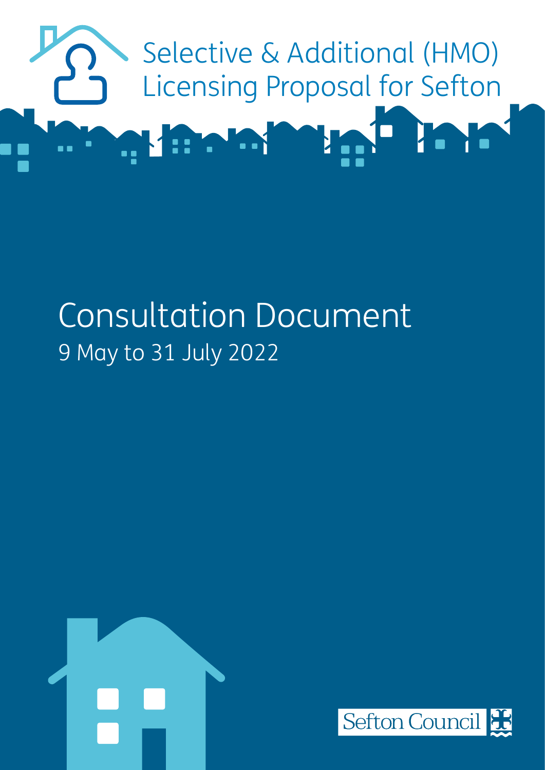# Selective & Additional (HMO) Licensing Proposal for Sefton

## Consultation Document

9 May to 31 July 2022

Sefton Council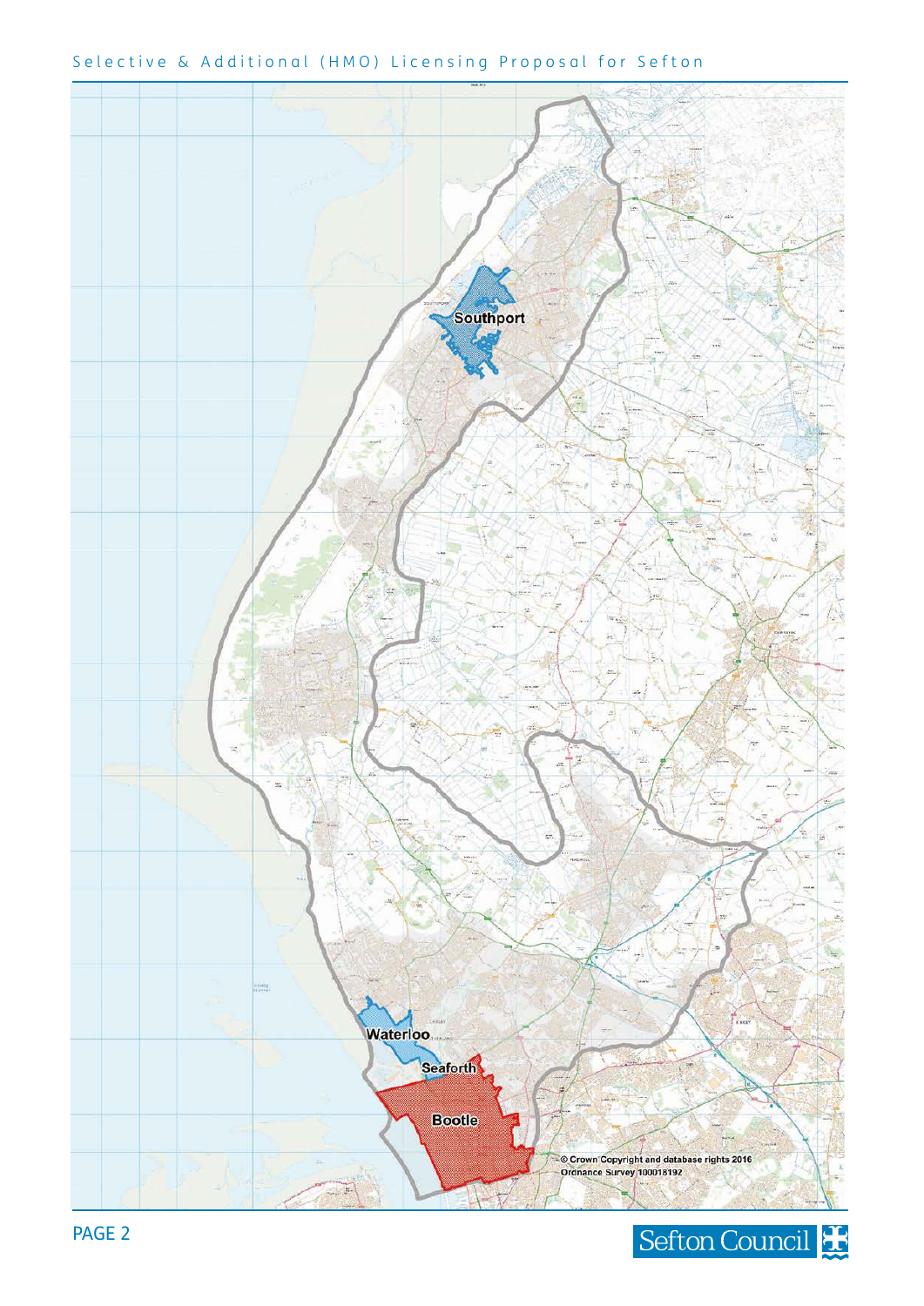Southport

Waterloo

Seaforth

Bootle

© Crown Copyright and database rights 2016 Ordnance Survey 100018192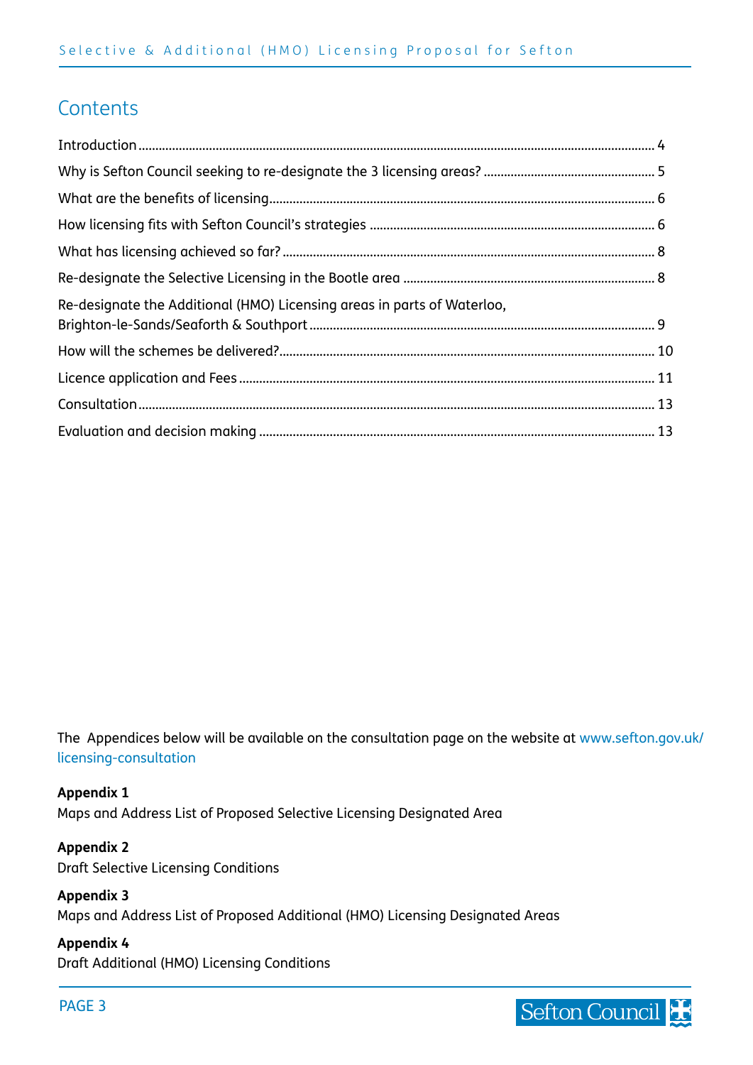## Contents

Introduction ........ 4
Why is Sefton Council seeking to re-designate the 3 licensing areas? ........ 5
What are the benefits of licensing ........ 6
How licensing fits with Sefton Council's strategies ........ 6
What has licensing achieved so far? ........ 8
Re-designate the Selective Licensing in the Bootle area ........ 8
Re-designate the Additional (HMO) Licensing areas in parts of Waterloo, Brighton-le-Sands/Seaforth & Southport ........ 9
How will the schemes be delivered? ........ 10
Licence application and Fees ........ 11
Consultation ........ 13
Evaluation and decision making ........ 13

The Appendices below will be available on the consultation page on the website at www.sefton.gov.uk/licensing-consultation

**Appendix 1**
Maps and Address List of Proposed Selective Licensing Designated Area

**Appendix 2**
Draft Selective Licensing Conditions

**Appendix 3**
Maps and Address List of Proposed Additional (HMO) Licensing Designated Areas

**Appendix 4**
Draft Additional (HMO) Licensing Conditions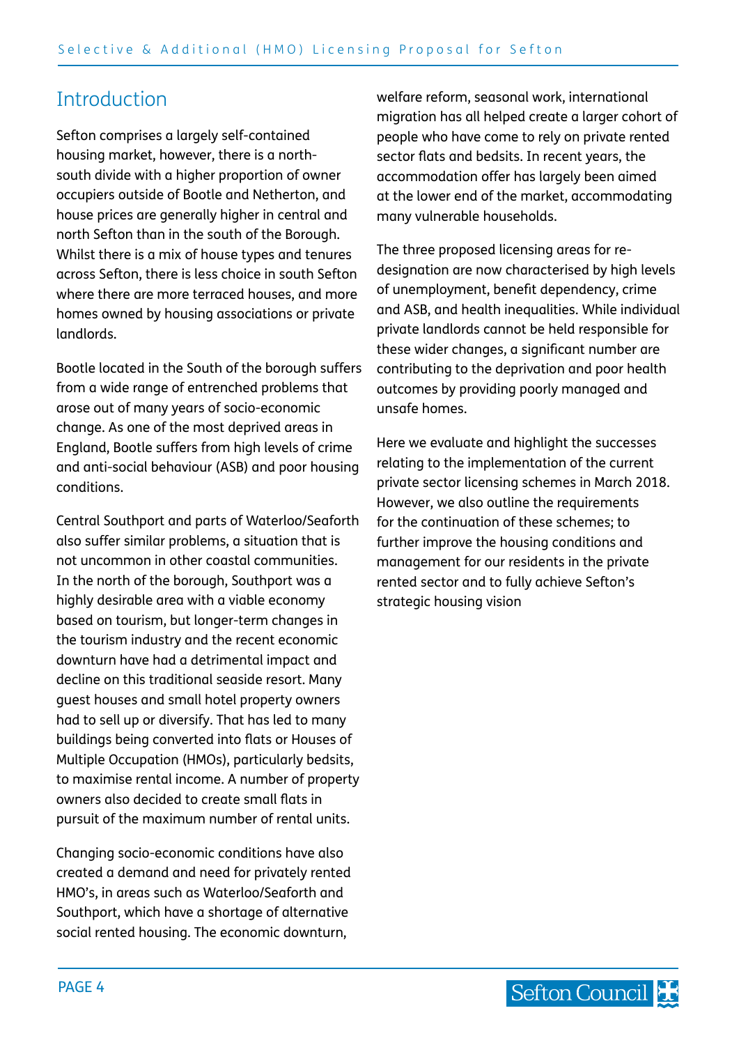## Introduction

Sefton comprises a largely self-contained housing market, however, there is a north-south divide with a higher proportion of owner occupiers outside of Bootle and Netherton, and house prices are generally higher in central and north Sefton than in the south of the Borough. Whilst there is a mix of house types and tenures across Sefton, there is less choice in south Sefton where there are more terraced houses, and more homes owned by housing associations or private landlords.

Bootle located in the South of the borough suffers from a wide range of entrenched problems that arose out of many years of socio-economic change. As one of the most deprived areas in England, Bootle suffers from high levels of crime and anti-social behaviour (ASB) and poor housing conditions.

Central Southport and parts of Waterloo/Seaforth also suffer similar problems, a situation that is not uncommon in other coastal communities. In the north of the borough, Southport was a highly desirable area with a viable economy based on tourism, but longer-term changes in the tourism industry and the recent economic downturn have had a detrimental impact and decline on this traditional seaside resort. Many guest houses and small hotel property owners had to sell up or diversify. That has led to many buildings being converted into flats or Houses of Multiple Occupation (HMOs), particularly bedsits, to maximise rental income. A number of property owners also decided to create small flats in pursuit of the maximum number of rental units.

Changing socio-economic conditions have also created a demand and need for privately rented HMO's, in areas such as Waterloo/Seaforth and Southport, which have a shortage of alternative social rented housing. The economic downturn, welfare reform, seasonal work, international migration has all helped create a larger cohort of people who have come to rely on private rented sector flats and bedsits. In recent years, the accommodation offer has largely been aimed at the lower end of the market, accommodating many vulnerable households.

The three proposed licensing areas for re-designation are now characterised by high levels of unemployment, benefit dependency, crime and ASB, and health inequalities. While individual private landlords cannot be held responsible for these wider changes, a significant number are contributing to the deprivation and poor health outcomes by providing poorly managed and unsafe homes.

Here we evaluate and highlight the successes relating to the implementation of the current private sector licensing schemes in March 2018. However, we also outline the requirements for the continuation of these schemes; to further improve the housing conditions and management for our residents in the private rented sector and to fully achieve Sefton's strategic housing vision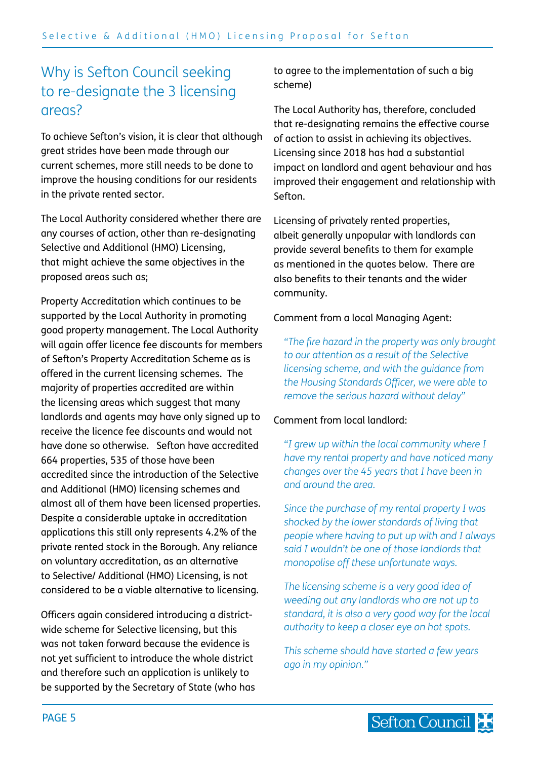## Why is Sefton Council seeking to re-designate the 3 licensing areas?

To achieve Sefton's vision, it is clear that although great strides have been made through our current schemes, more still needs to be done to improve the housing conditions for our residents in the private rented sector.

The Local Authority considered whether there are any courses of action, other than re-designating Selective and Additional (HMO) Licensing, that might achieve the same objectives in the proposed areas such as;

Property Accreditation which continues to be supported by the Local Authority in promoting good property management. The Local Authority will again offer licence fee discounts for members of Sefton's Property Accreditation Scheme as is offered in the current licensing schemes. The majority of properties accredited are within the licensing areas which suggest that many landlords and agents may have only signed up to receive the licence fee discounts and would not have done so otherwise. Sefton have accredited 664 properties, 535 of those have been accredited since the introduction of the Selective and Additional (HMO) licensing schemes and almost all of them have been licensed properties. Despite a considerable uptake in accreditation applications this still only represents 4.2% of the private rented stock in the Borough. Any reliance on voluntary accreditation, as an alternative to Selective/ Additional (HMO) Licensing, is not considered to be a viable alternative to licensing.

Officers again considered introducing a district-wide scheme for Selective licensing, but this was not taken forward because the evidence is not yet sufficient to introduce the whole district and therefore such an application is unlikely to be supported by the Secretary of State (who has to agree to the implementation of such a big scheme)

The Local Authority has, therefore, concluded that re-designating remains the effective course of action to assist in achieving its objectives. Licensing since 2018 has had a substantial impact on landlord and agent behaviour and has improved their engagement and relationship with Sefton.

Licensing of privately rented properties, albeit generally unpopular with landlords can provide several benefits to them for example as mentioned in the quotes below. There are also benefits to their tenants and the wider community.

Comment from a local Managing Agent:

> *"The fire hazard in the property was only brought to our attention as a result of the Selective licensing scheme, and with the guidance from the Housing Standards Officer, we were able to remove the serious hazard without delay"*

Comment from local landlord:

> *"I grew up within the local community where I have my rental property and have noticed many changes over the 45 years that I have been in and around the area.*
>
> *Since the purchase of my rental property I was shocked by the lower standards of living that people where having to put up with and I always said I wouldn't be one of those landlords that monopolise off these unfortunate ways.*
>
> *The licensing scheme is a very good idea of weeding out any landlords who are not up to standard, it is also a very good way for the local authority to keep a closer eye on hot spots.*
>
> *This scheme should have started a few years ago in my opinion."*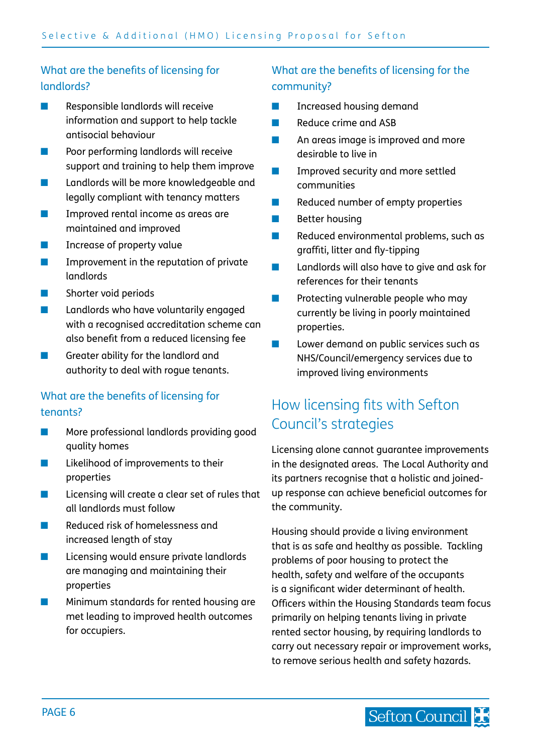### What are the benefits of licensing for landlords?

- Responsible landlords will receive information and support to help tackle antisocial behaviour
- Poor performing landlords will receive support and training to help them improve
- Landlords will be more knowledgeable and legally compliant with tenancy matters
- Improved rental income as areas are maintained and improved
- Increase of property value
- Improvement in the reputation of private landlords
- Shorter void periods
- Landlords who have voluntarily engaged with a recognised accreditation scheme can also benefit from a reduced licensing fee
- Greater ability for the landlord and authority to deal with rogue tenants.

### What are the benefits of licensing for tenants?

- More professional landlords providing good quality homes
- Likelihood of improvements to their properties
- Licensing will create a clear set of rules that all landlords must follow
- Reduced risk of homelessness and increased length of stay
- Licensing would ensure private landlords are managing and maintaining their properties
- Minimum standards for rented housing are met leading to improved health outcomes for occupiers.

### What are the benefits of licensing for the community?

- Increased housing demand
- Reduce crime and ASB
- An areas image is improved and more desirable to live in
- Improved security and more settled communities
- Reduced number of empty properties
- Better housing
- Reduced environmental problems, such as graffiti, litter and fly-tipping
- Landlords will also have to give and ask for references for their tenants
- Protecting vulnerable people who may currently be living in poorly maintained properties.
- Lower demand on public services such as NHS/Council/emergency services due to improved living environments

## How licensing fits with Sefton Council's strategies

Licensing alone cannot guarantee improvements in the designated areas. The Local Authority and its partners recognise that a holistic and joined-up response can achieve beneficial outcomes for the community.

Housing should provide a living environment that is as safe and healthy as possible. Tackling problems of poor housing to protect the health, safety and welfare of the occupants is a significant wider determinant of health. Officers within the Housing Standards team focus primarily on helping tenants living in private rented sector housing, by requiring landlords to carry out necessary repair or improvement works, to remove serious health and safety hazards.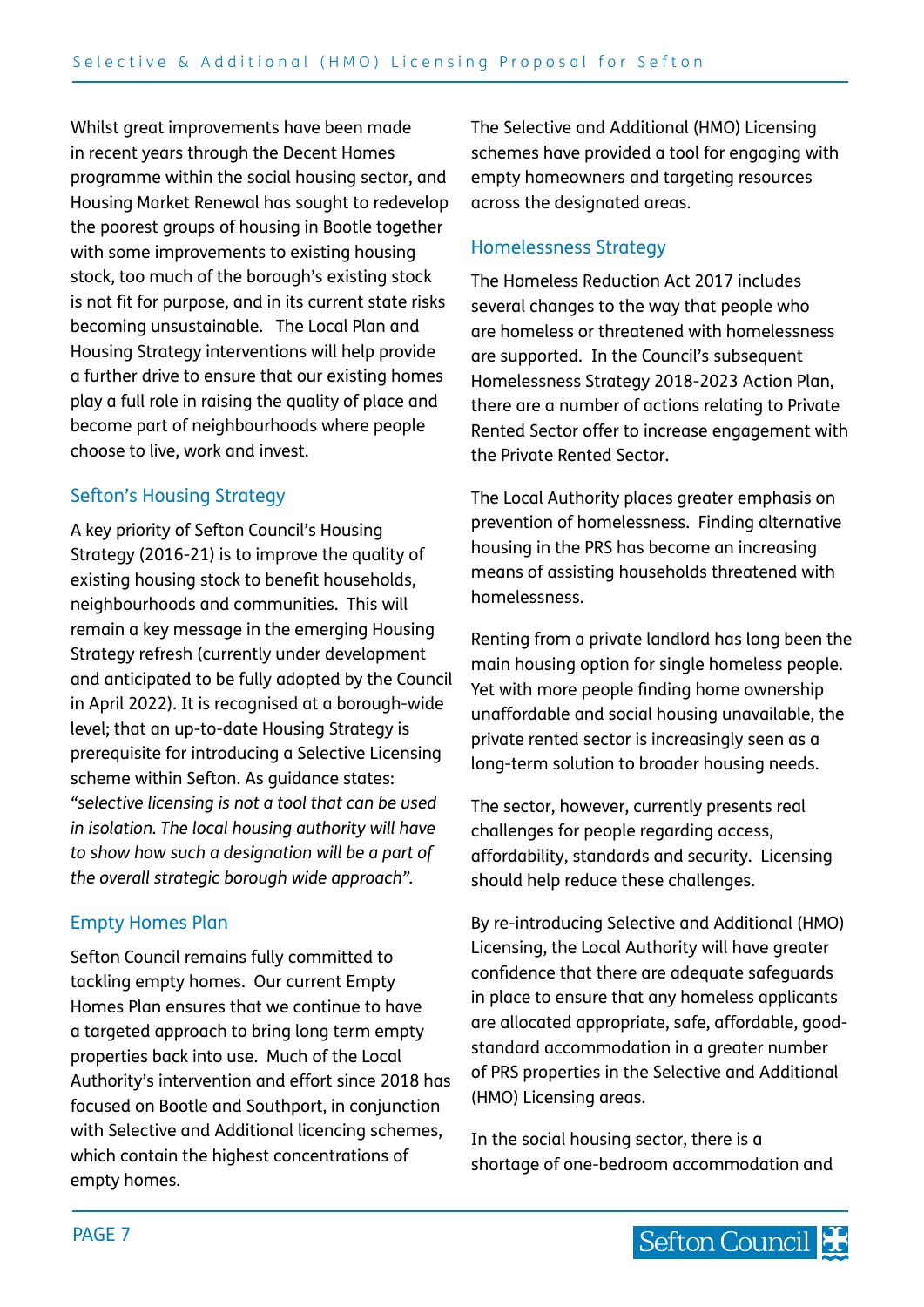Whilst great improvements have been made in recent years through the Decent Homes programme within the social housing sector, and Housing Market Renewal has sought to redevelop the poorest groups of housing in Bootle together with some improvements to existing housing stock, too much of the borough's existing stock is not fit for purpose, and in its current state risks becoming unsustainable. The Local Plan and Housing Strategy interventions will help provide a further drive to ensure that our existing homes play a full role in raising the quality of place and become part of neighbourhoods where people choose to live, work and invest.

## Sefton's Housing Strategy

A key priority of Sefton Council's Housing Strategy (2016-21) is to improve the quality of existing housing stock to benefit households, neighbourhoods and communities. This will remain a key message in the emerging Housing Strategy refresh (currently under development and anticipated to be fully adopted by the Council in April 2022). It is recognised at a borough-wide level; that an up-to-date Housing Strategy is prerequisite for introducing a Selective Licensing scheme within Sefton. As guidance states: *"selective licensing is not a tool that can be used in isolation. The local housing authority will have to show how such a designation will be a part of the overall strategic borough wide approach".*

## Empty Homes Plan

Sefton Council remains fully committed to tackling empty homes. Our current Empty Homes Plan ensures that we continue to have a targeted approach to bring long term empty properties back into use. Much of the Local Authority's intervention and effort since 2018 has focused on Bootle and Southport, in conjunction with Selective and Additional licencing schemes, which contain the highest concentrations of empty homes.

The Selective and Additional (HMO) Licensing schemes have provided a tool for engaging with empty homeowners and targeting resources across the designated areas.

## Homelessness Strategy

The Homeless Reduction Act 2017 includes several changes to the way that people who are homeless or threatened with homelessness are supported. In the Council's subsequent Homelessness Strategy 2018-2023 Action Plan, there are a number of actions relating to Private Rented Sector offer to increase engagement with the Private Rented Sector.

The Local Authority places greater emphasis on prevention of homelessness. Finding alternative housing in the PRS has become an increasing means of assisting households threatened with homelessness.

Renting from a private landlord has long been the main housing option for single homeless people. Yet with more people finding home ownership unaffordable and social housing unavailable, the private rented sector is increasingly seen as a long-term solution to broader housing needs.

The sector, however, currently presents real challenges for people regarding access, affordability, standards and security. Licensing should help reduce these challenges.

By re-introducing Selective and Additional (HMO) Licensing, the Local Authority will have greater confidence that there are adequate safeguards in place to ensure that any homeless applicants are allocated appropriate, safe, affordable, good-standard accommodation in a greater number of PRS properties in the Selective and Additional (HMO) Licensing areas.

In the social housing sector, there is a shortage of one-bedroom accommodation and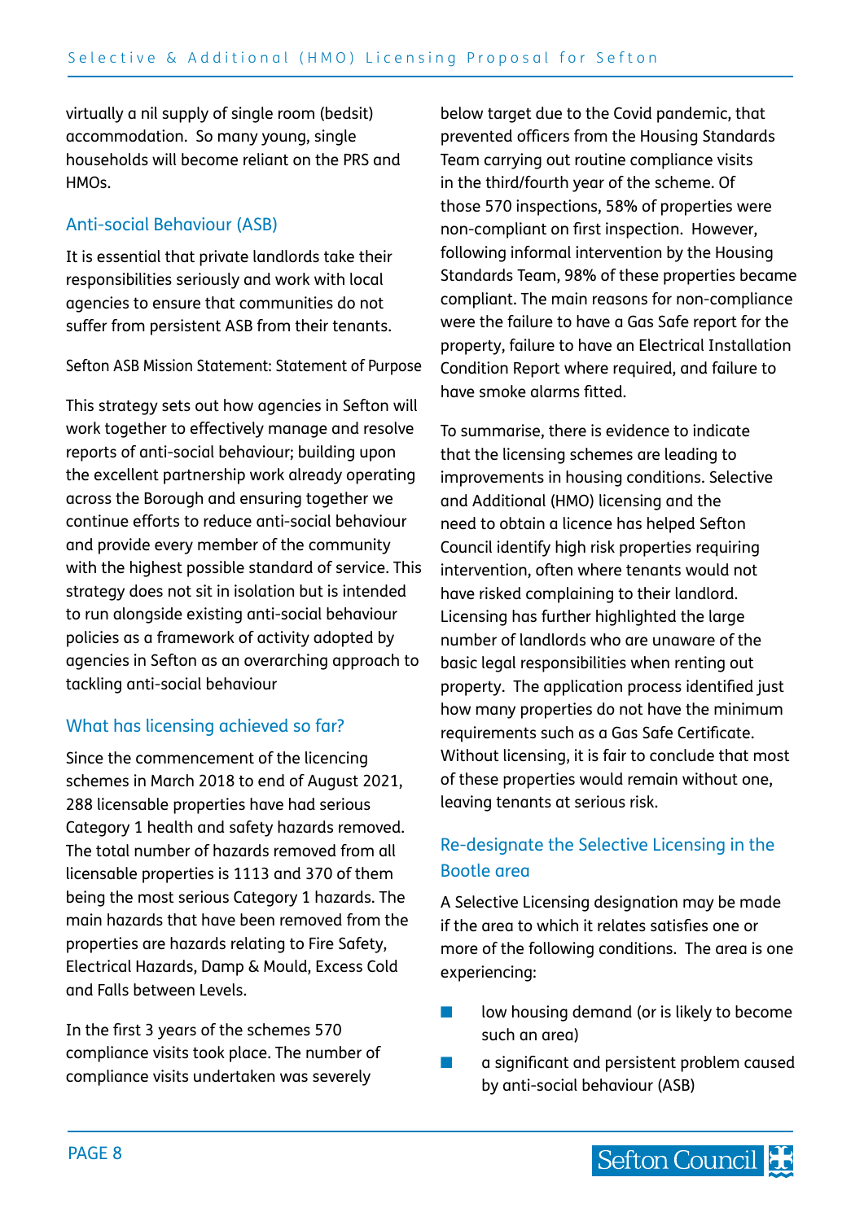virtually a nil supply of single room (bedsit) accommodation. So many young, single households will become reliant on the PRS and HMOs.

## Anti-social Behaviour (ASB)

It is essential that private landlords take their responsibilities seriously and work with local agencies to ensure that communities do not suffer from persistent ASB from their tenants.

Sefton ASB Mission Statement: Statement of Purpose

This strategy sets out how agencies in Sefton will work together to effectively manage and resolve reports of anti-social behaviour; building upon the excellent partnership work already operating across the Borough and ensuring together we continue efforts to reduce anti-social behaviour and provide every member of the community with the highest possible standard of service. This strategy does not sit in isolation but is intended to run alongside existing anti-social behaviour policies as a framework of activity adopted by agencies in Sefton as an overarching approach to tackling anti-social behaviour

## What has licensing achieved so far?

Since the commencement of the licencing schemes in March 2018 to end of August 2021, 288 licensable properties have had serious Category 1 health and safety hazards removed. The total number of hazards removed from all licensable properties is 1113 and 370 of them being the most serious Category 1 hazards. The main hazards that have been removed from the properties are hazards relating to Fire Safety, Electrical Hazards, Damp & Mould, Excess Cold and Falls between Levels.

In the first 3 years of the schemes 570 compliance visits took place. The number of compliance visits undertaken was severely below target due to the Covid pandemic, that prevented officers from the Housing Standards Team carrying out routine compliance visits in the third/fourth year of the scheme. Of those 570 inspections, 58% of properties were non-compliant on first inspection. However, following informal intervention by the Housing Standards Team, 98% of these properties became compliant. The main reasons for non-compliance were the failure to have a Gas Safe report for the property, failure to have an Electrical Installation Condition Report where required, and failure to have smoke alarms fitted.

To summarise, there is evidence to indicate that the licensing schemes are leading to improvements in housing conditions. Selective and Additional (HMO) licensing and the need to obtain a licence has helped Sefton Council identify high risk properties requiring intervention, often where tenants would not have risked complaining to their landlord. Licensing has further highlighted the large number of landlords who are unaware of the basic legal responsibilities when renting out property. The application process identified just how many properties do not have the minimum requirements such as a Gas Safe Certificate. Without licensing, it is fair to conclude that most of these properties would remain without one, leaving tenants at serious risk.

## Re-designate the Selective Licensing in the Bootle area

A Selective Licensing designation may be made if the area to which it relates satisfies one or more of the following conditions. The area is one experiencing:

- low housing demand (or is likely to become such an area)
- a significant and persistent problem caused by anti-social behaviour (ASB)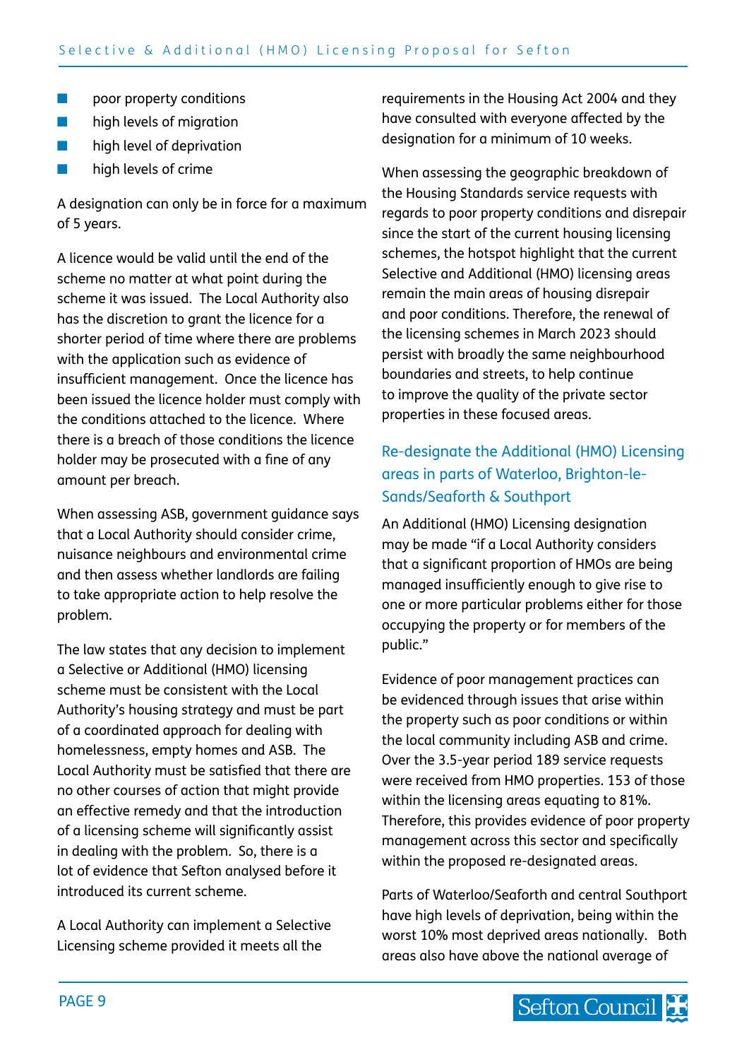- poor property conditions
- high levels of migration
- high level of deprivation
- high levels of crime

A designation can only be in force for a maximum of 5 years.

A licence would be valid until the end of the scheme no matter at what point during the scheme it was issued. The Local Authority also has the discretion to grant the licence for a shorter period of time where there are problems with the application such as evidence of insufficient management. Once the licence has been issued the licence holder must comply with the conditions attached to the licence. Where there is a breach of those conditions the licence holder may be prosecuted with a fine of any amount per breach.

When assessing ASB, government guidance says that a Local Authority should consider crime, nuisance neighbours and environmental crime and then assess whether landlords are failing to take appropriate action to help resolve the problem.

The law states that any decision to implement a Selective or Additional (HMO) licensing scheme must be consistent with the Local Authority's housing strategy and must be part of a coordinated approach for dealing with homelessness, empty homes and ASB. The Local Authority must be satisfied that there are no other courses of action that might provide an effective remedy and that the introduction of a licensing scheme will significantly assist in dealing with the problem. So, there is a lot of evidence that Sefton analysed before it introduced its current scheme.

A Local Authority can implement a Selective Licensing scheme provided it meets all the requirements in the Housing Act 2004 and they have consulted with everyone affected by the designation for a minimum of 10 weeks.

When assessing the geographic breakdown of the Housing Standards service requests with regards to poor property conditions and disrepair since the start of the current housing licensing schemes, the hotspot highlight that the current Selective and Additional (HMO) licensing areas remain the main areas of housing disrepair and poor conditions. Therefore, the renewal of the licensing schemes in March 2023 should persist with broadly the same neighbourhood boundaries and streets, to help continue to improve the quality of the private sector properties in these focused areas.

## Re-designate the Additional (HMO) Licensing areas in parts of Waterloo, Brighton-le-Sands/Seaforth & Southport

An Additional (HMO) Licensing designation may be made "if a Local Authority considers that a significant proportion of HMOs are being managed insufficiently enough to give rise to one or more particular problems either for those occupying the property or for members of the public."

Evidence of poor management practices can be evidenced through issues that arise within the property such as poor conditions or within the local community including ASB and crime. Over the 3.5-year period 189 service requests were received from HMO properties. 153 of those within the licensing areas equating to 81%. Therefore, this provides evidence of poor property management across this sector and specifically within the proposed re-designated areas.

Parts of Waterloo/Seaforth and central Southport have high levels of deprivation, being within the worst 10% most deprived areas nationally. Both areas also have above the national average of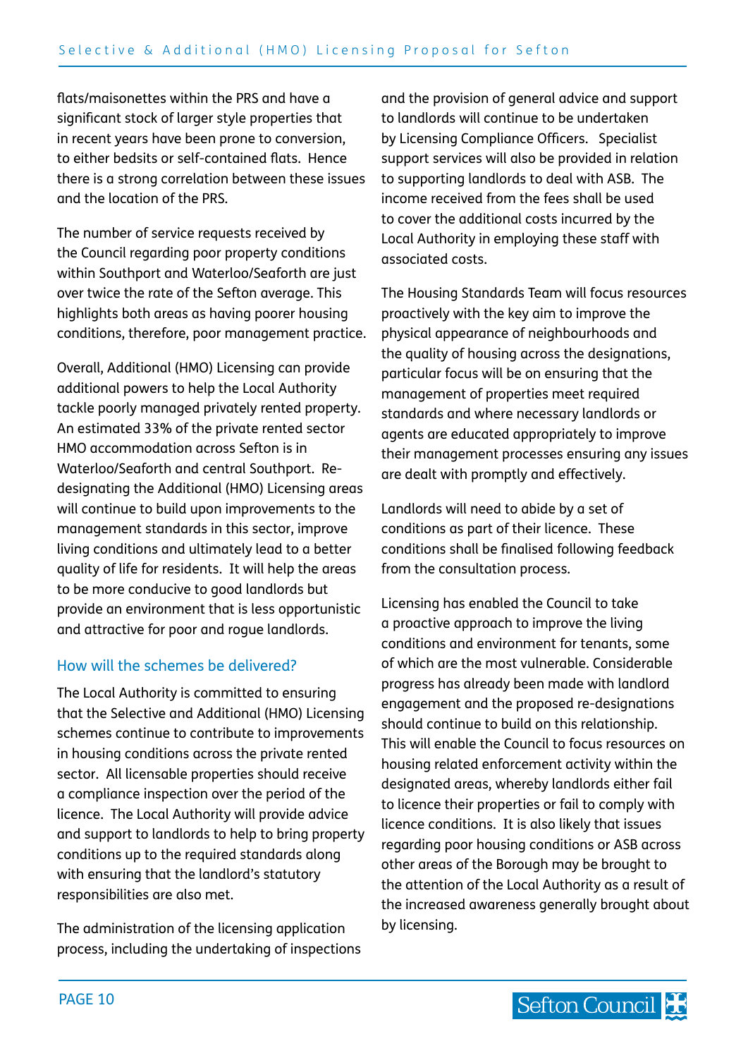flats/maisonettes within the PRS and have a significant stock of larger style properties that in recent years have been prone to conversion, to either bedsits or self-contained flats. Hence there is a strong correlation between these issues and the location of the PRS.

The number of service requests received by the Council regarding poor property conditions within Southport and Waterloo/Seaforth are just over twice the rate of the Sefton average. This highlights both areas as having poorer housing conditions, therefore, poor management practice.

Overall, Additional (HMO) Licensing can provide additional powers to help the Local Authority tackle poorly managed privately rented property. An estimated 33% of the private rented sector HMO accommodation across Sefton is in Waterloo/Seaforth and central Southport. Re-designating the Additional (HMO) Licensing areas will continue to build upon improvements to the management standards in this sector, improve living conditions and ultimately lead to a better quality of life for residents. It will help the areas to be more conducive to good landlords but provide an environment that is less opportunistic and attractive for poor and rogue landlords.

## How will the schemes be delivered?

The Local Authority is committed to ensuring that the Selective and Additional (HMO) Licensing schemes continue to contribute to improvements in housing conditions across the private rented sector. All licensable properties should receive a compliance inspection over the period of the licence. The Local Authority will provide advice and support to landlords to help to bring property conditions up to the required standards along with ensuring that the landlord's statutory responsibilities are also met.

The administration of the licensing application process, including the undertaking of inspections and the provision of general advice and support to landlords will continue to be undertaken by Licensing Compliance Officers. Specialist support services will also be provided in relation to supporting landlords to deal with ASB. The income received from the fees shall be used to cover the additional costs incurred by the Local Authority in employing these staff with associated costs.

The Housing Standards Team will focus resources proactively with the key aim to improve the physical appearance of neighbourhoods and the quality of housing across the designations, particular focus will be on ensuring that the management of properties meet required standards and where necessary landlords or agents are educated appropriately to improve their management processes ensuring any issues are dealt with promptly and effectively.

Landlords will need to abide by a set of conditions as part of their licence. These conditions shall be finalised following feedback from the consultation process.

Licensing has enabled the Council to take a proactive approach to improve the living conditions and environment for tenants, some of which are the most vulnerable. Considerable progress has already been made with landlord engagement and the proposed re-designations should continue to build on this relationship. This will enable the Council to focus resources on housing related enforcement activity within the designated areas, whereby landlords either fail to licence their properties or fail to comply with licence conditions. It is also likely that issues regarding poor housing conditions or ASB across other areas of the Borough may be brought to the attention of the Local Authority as a result of the increased awareness generally brought about by licensing.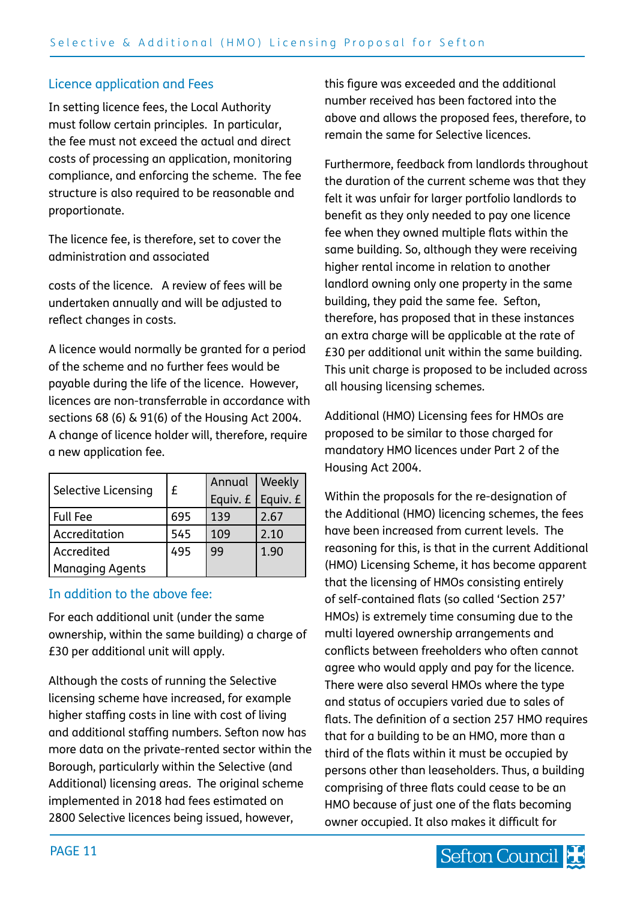## Licence application and Fees

In setting licence fees, the Local Authority must follow certain principles. In particular, the fee must not exceed the actual and direct costs of processing an application, monitoring compliance, and enforcing the scheme. The fee structure is also required to be reasonable and proportionate.

The licence fee, is therefore, set to cover the administration and associated

costs of the licence. A review of fees will be undertaken annually and will be adjusted to reflect changes in costs.

A licence would normally be granted for a period of the scheme and no further fees would be payable during the life of the licence. However, licences are non-transferrable in accordance with sections 68 (6) & 91(6) of the Housing Act 2004. A change of licence holder will, therefore, require a new application fee.

| Selective Licensing | £ | Annual Equiv. £ | Weekly Equiv. £ |
|---|---|---|---|
| Full Fee | 695 | 139 | 2.67 |
| Accreditation | 545 | 109 | 2.10 |
| Accredited Managing Agents | 495 | 99 | 1.90 |

### In addition to the above fee:

For each additional unit (under the same ownership, within the same building) a charge of £30 per additional unit will apply.

Although the costs of running the Selective licensing scheme have increased, for example higher staffing costs in line with cost of living and additional staffing numbers. Sefton now has more data on the private-rented sector within the Borough, particularly within the Selective (and Additional) licensing areas. The original scheme implemented in 2018 had fees estimated on 2800 Selective licences being issued, however, this figure was exceeded and the additional number received has been factored into the above and allows the proposed fees, therefore, to remain the same for Selective licences.

Furthermore, feedback from landlords throughout the duration of the current scheme was that they felt it was unfair for larger portfolio landlords to benefit as they only needed to pay one licence fee when they owned multiple flats within the same building. So, although they were receiving higher rental income in relation to another landlord owning only one property in the same building, they paid the same fee. Sefton, therefore, has proposed that in these instances an extra charge will be applicable at the rate of £30 per additional unit within the same building. This unit charge is proposed to be included across all housing licensing schemes.

Additional (HMO) Licensing fees for HMOs are proposed to be similar to those charged for mandatory HMO licences under Part 2 of the Housing Act 2004.

Within the proposals for the re-designation of the Additional (HMO) licencing schemes, the fees have been increased from current levels. The reasoning for this, is that in the current Additional (HMO) Licensing Scheme, it has become apparent that the licensing of HMOs consisting entirely of self-contained flats (so called 'Section 257' HMOs) is extremely time consuming due to the multi layered ownership arrangements and conflicts between freeholders who often cannot agree who would apply and pay for the licence. There were also several HMOs where the type and status of occupiers varied due to sales of flats. The definition of a section 257 HMO requires that for a building to be an HMO, more than a third of the flats within it must be occupied by persons other than leaseholders. Thus, a building comprising of three flats could cease to be an HMO because of just one of the flats becoming owner occupied. It also makes it difficult for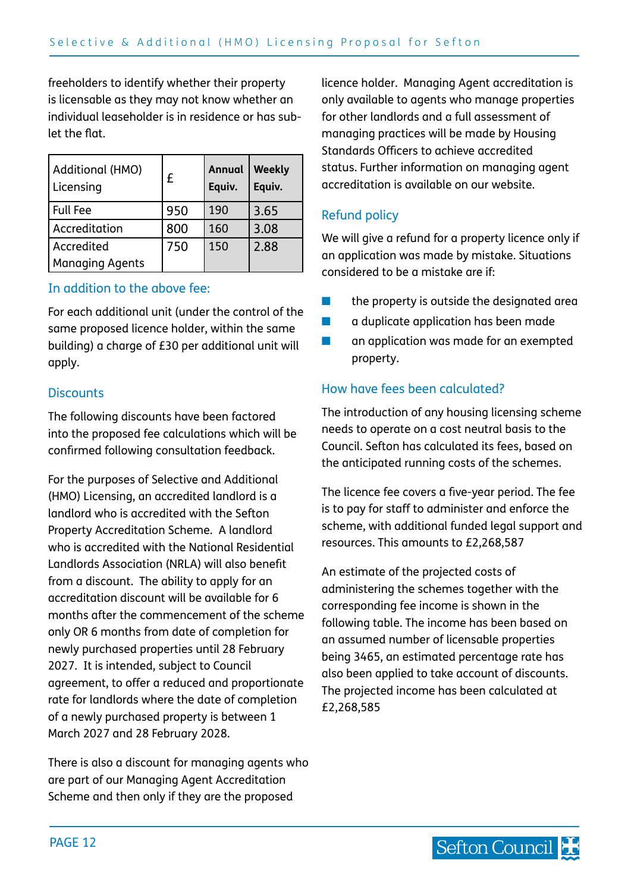freeholders to identify whether their property is licensable as they may not know whether an individual leaseholder is in residence or has sub-let the flat.

| Additional (HMO) Licensing | £ | **Annual Equiv.** | **Weekly Equiv.** |
|---|---|---|---|
| Full Fee | 950 | 190 | 3.65 |
| Accreditation | 800 | 160 | 3.08 |
| Accredited Managing Agents | 750 | 150 | 2.88 |

## In addition to the above fee:

For each additional unit (under the control of the same proposed licence holder, within the same building) a charge of £30 per additional unit will apply.

## Discounts

The following discounts have been factored into the proposed fee calculations which will be confirmed following consultation feedback.

For the purposes of Selective and Additional (HMO) Licensing, an accredited landlord is a landlord who is accredited with the Sefton Property Accreditation Scheme. A landlord who is accredited with the National Residential Landlords Association (NRLA) will also benefit from a discount. The ability to apply for an accreditation discount will be available for 6 months after the commencement of the scheme only OR 6 months from date of completion for newly purchased properties until 28 February 2027. It is intended, subject to Council agreement, to offer a reduced and proportionate rate for landlords where the date of completion of a newly purchased property is between 1 March 2027 and 28 February 2028.

There is also a discount for managing agents who are part of our Managing Agent Accreditation Scheme and then only if they are the proposed licence holder. Managing Agent accreditation is only available to agents who manage properties for other landlords and a full assessment of managing practices will be made by Housing Standards Officers to achieve accredited status. Further information on managing agent accreditation is available on our website.

## Refund policy

We will give a refund for a property licence only if an application was made by mistake. Situations considered to be a mistake are if:

- the property is outside the designated area
- a duplicate application has been made
- an application was made for an exempted property.

## How have fees been calculated?

The introduction of any housing licensing scheme needs to operate on a cost neutral basis to the Council. Sefton has calculated its fees, based on the anticipated running costs of the schemes.

The licence fee covers a five-year period. The fee is to pay for staff to administer and enforce the scheme, with additional funded legal support and resources. This amounts to £2,268,587

An estimate of the projected costs of administering the schemes together with the corresponding fee income is shown in the following table. The income has been based on an assumed number of licensable properties being 3465, an estimated percentage rate has also been applied to take account of discounts. The projected income has been calculated at £2,268,585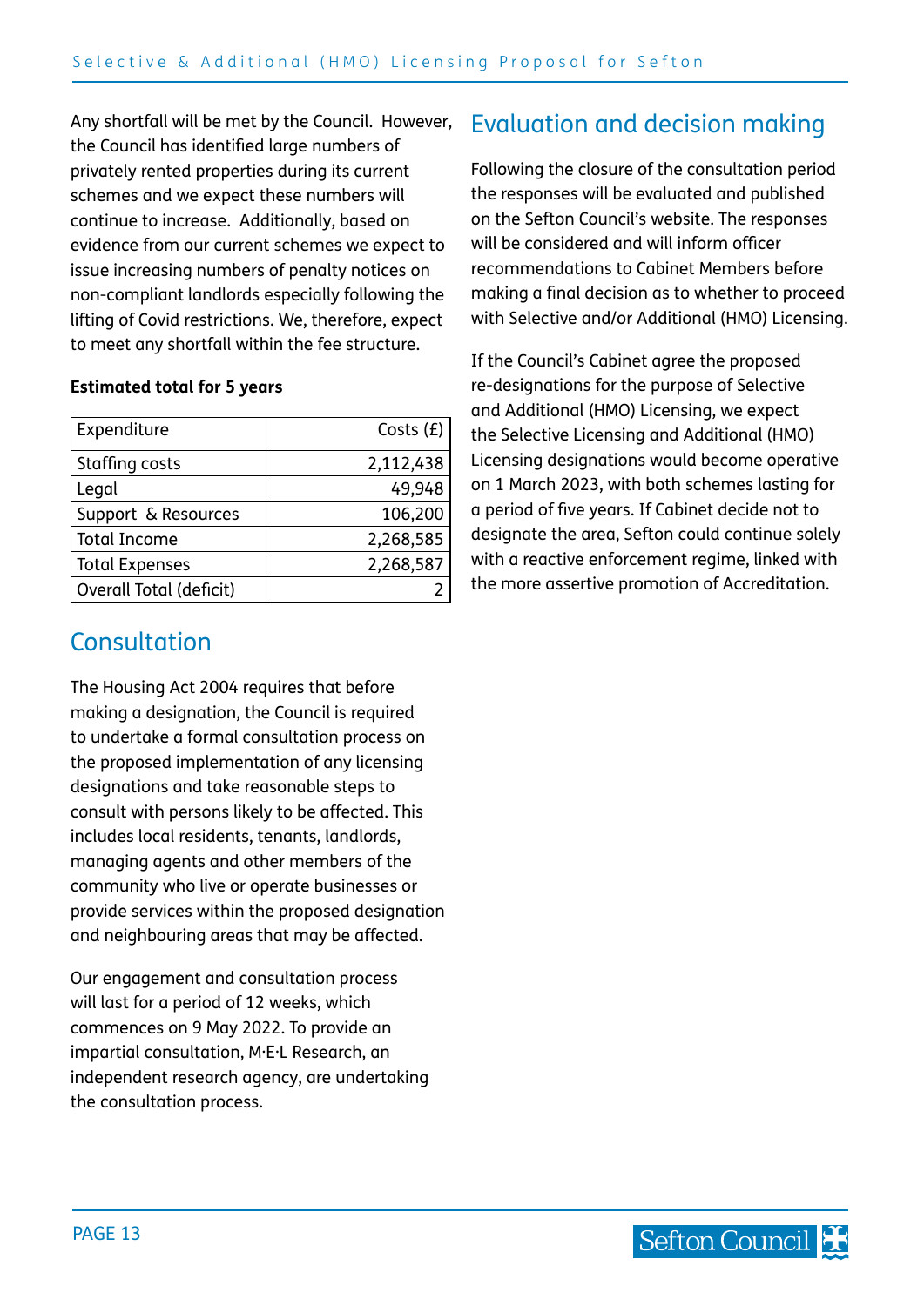Any shortfall will be met by the Council. However, the Council has identified large numbers of privately rented properties during its current schemes and we expect these numbers will continue to increase. Additionally, based on evidence from our current schemes we expect to issue increasing numbers of penalty notices on non-compliant landlords especially following the lifting of Covid restrictions. We, therefore, expect to meet any shortfall within the fee structure.

**Estimated total for 5 years**

| Expenditure | Costs (£) |
|---|---:|
| Staffing costs | 2,112,438 |
| Legal | 49,948 |
| Support & Resources | 106,200 |
| Total Income | 2,268,585 |
| Total Expenses | 2,268,587 |
| Overall Total (deficit) | 2 |

## Consultation

The Housing Act 2004 requires that before making a designation, the Council is required to undertake a formal consultation process on the proposed implementation of any licensing designations and take reasonable steps to consult with persons likely to be affected. This includes local residents, tenants, landlords, managing agents and other members of the community who live or operate businesses or provide services within the proposed designation and neighbouring areas that may be affected.

Our engagement and consultation process will last for a period of 12 weeks, which commences on 9 May 2022. To provide an impartial consultation, M·E·L Research, an independent research agency, are undertaking the consultation process.

## Evaluation and decision making

Following the closure of the consultation period the responses will be evaluated and published on the Sefton Council's website. The responses will be considered and will inform officer recommendations to Cabinet Members before making a final decision as to whether to proceed with Selective and/or Additional (HMO) Licensing.

If the Council's Cabinet agree the proposed re-designations for the purpose of Selective and Additional (HMO) Licensing, we expect the Selective Licensing and Additional (HMO) Licensing designations would become operative on 1 March 2023, with both schemes lasting for a period of five years. If Cabinet decide not to designate the area, Sefton could continue solely with a reactive enforcement regime, linked with the more assertive promotion of Accreditation.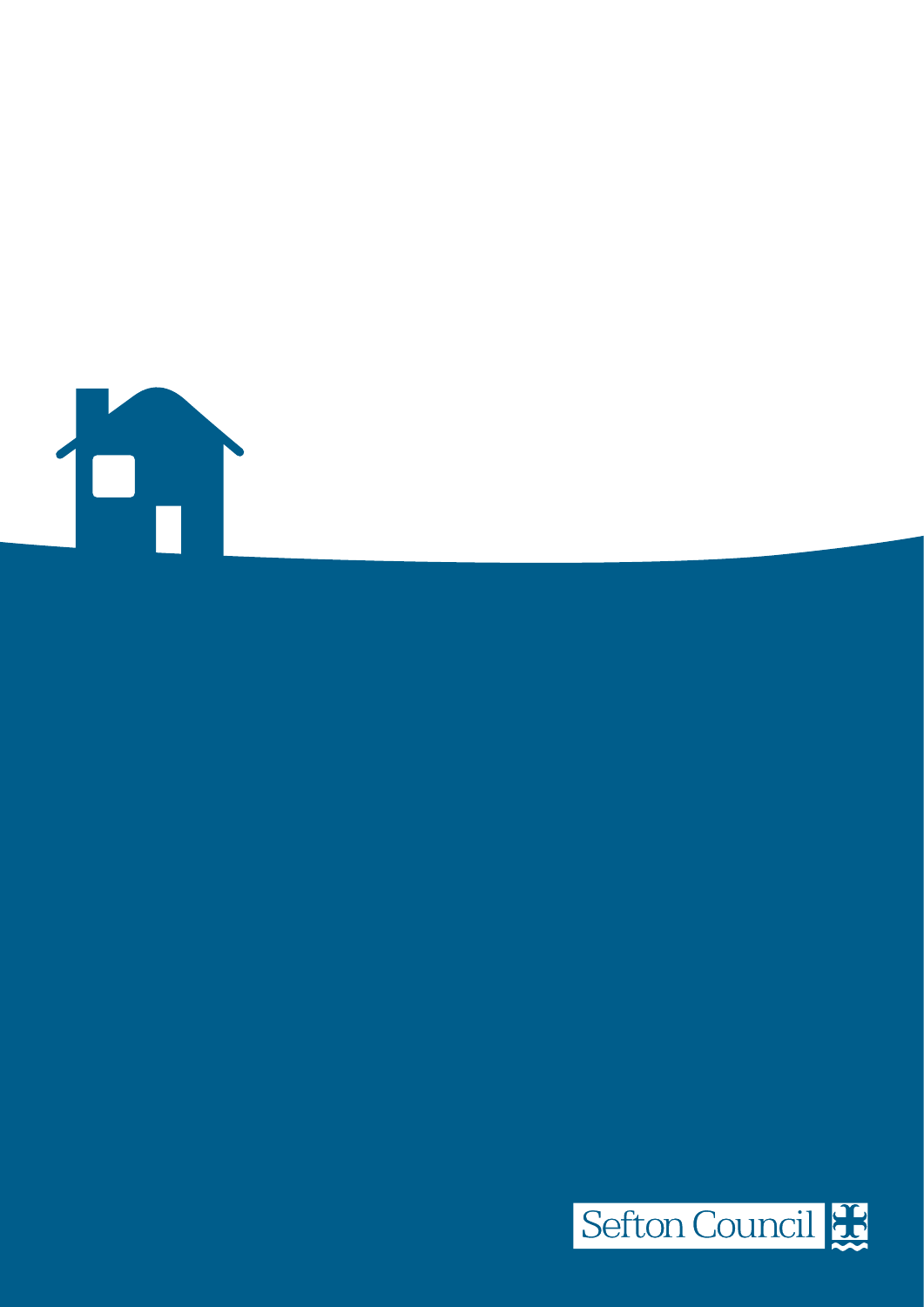Sefton Council